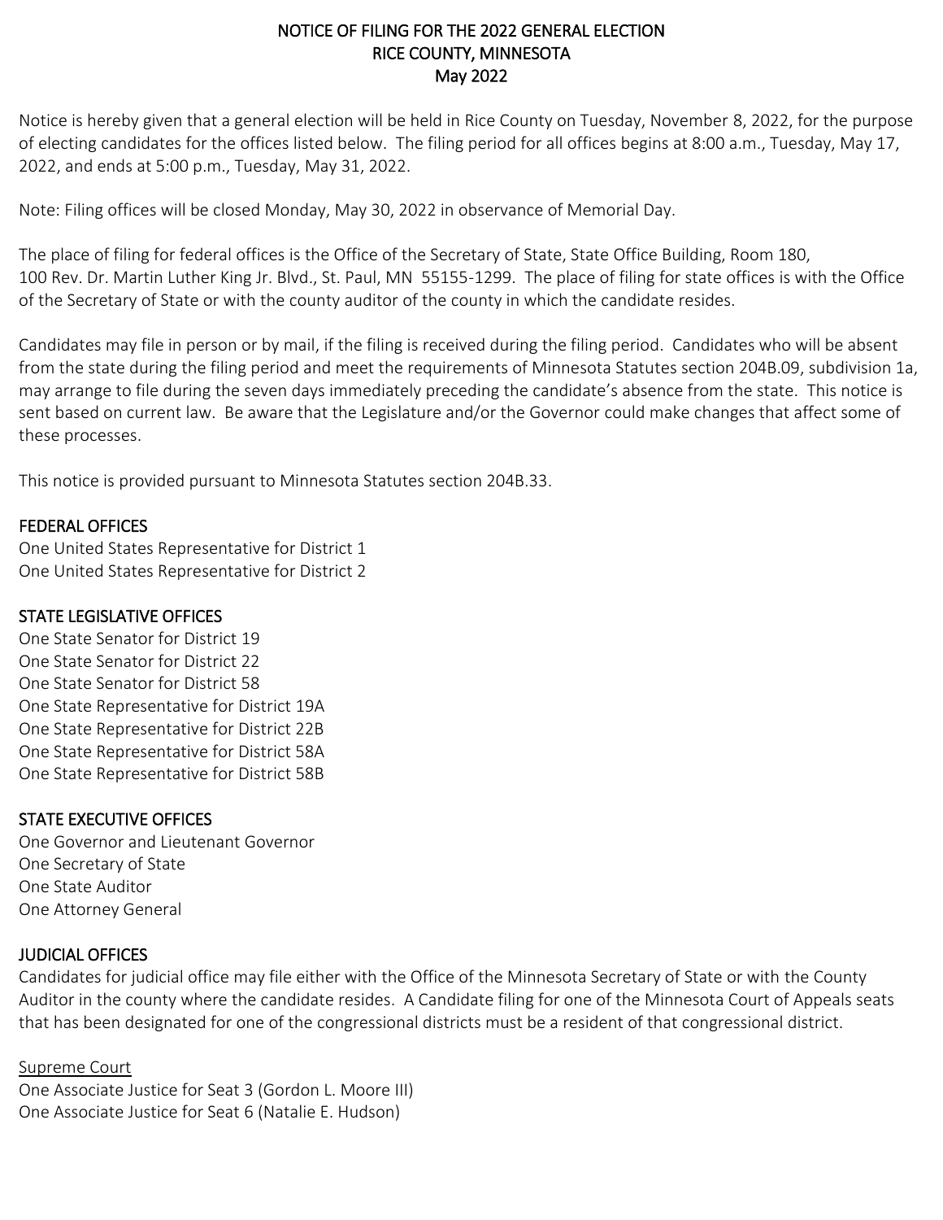# NOTICE OF FILING FOR THE 2022 GENERAL ELECTION
## RICE COUNTY, MINNESOTA
### May 2022

Notice is hereby given that a general election will be held in Rice County on Tuesday, November 8, 2022, for the purpose of electing candidates for the offices listed below. The filing period for all offices begins at 8:00 a.m., Tuesday, May 17, 2022, and ends at 5:00 p.m., Tuesday, May 31, 2022.

Note: Filing offices will be closed Monday, May 30, 2022 in observance of Memorial Day.

The place of filing for federal offices is the Office of the Secretary of State, State Office Building, Room 180, 100 Rev. Dr. Martin Luther King Jr. Blvd., St. Paul, MN 55155-1299. The place of filing for state offices is with the Office of the Secretary of State or with the county auditor of the county in which the candidate resides.

Candidates may file in person or by mail, if the filing is received during the filing period. Candidates who will be absent from the state during the filing period and meet the requirements of Minnesota Statutes section 204B.09, subdivision 1a, may arrange to file during the seven days immediately preceding the candidate's absence from the state. This notice is sent based on current law. Be aware that the Legislature and/or the Governor could make changes that affect some of these processes.

This notice is provided pursuant to Minnesota Statutes section 204B.33.

## FEDERAL OFFICES

One United States Representative for District 1
One United States Representative for District 2

## STATE LEGISLATIVE OFFICES

One State Senator for District 19
One State Senator for District 22
One State Senator for District 58
One State Representative for District 19A
One State Representative for District 22B
One State Representative for District 58A
One State Representative for District 58B

## STATE EXECUTIVE OFFICES

One Governor and Lieutenant Governor
One Secretary of State
One State Auditor
One Attorney General

## JUDICIAL OFFICES

Candidates for judicial office may file either with the Office of the Minnesota Secretary of State or with the County Auditor in the county where the candidate resides. A Candidate filing for one of the Minnesota Court of Appeals seats that has been designated for one of the congressional districts must be a resident of that congressional district.

### Supreme Court

One Associate Justice for Seat 3 (Gordon L. Moore III)
One Associate Justice for Seat 6 (Natalie E. Hudson)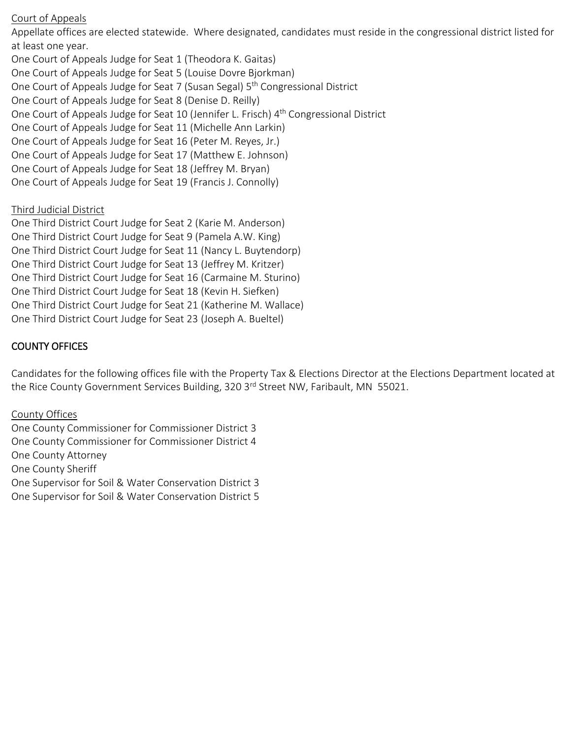Court of Appeals

Appellate offices are elected statewide. Where designated, candidates must reside in the congressional district listed for at least one year.

One Court of Appeals Judge for Seat 1 (Theodora K. Gaitas)
One Court of Appeals Judge for Seat 5 (Louise Dovre Bjorkman)
One Court of Appeals Judge for Seat 7 (Susan Segal) 5th Congressional District
One Court of Appeals Judge for Seat 8 (Denise D. Reilly)
One Court of Appeals Judge for Seat 10 (Jennifer L. Frisch) 4th Congressional District
One Court of Appeals Judge for Seat 11 (Michelle Ann Larkin)
One Court of Appeals Judge for Seat 16 (Peter M. Reyes, Jr.)
One Court of Appeals Judge for Seat 17 (Matthew E. Johnson)
One Court of Appeals Judge for Seat 18 (Jeffrey M. Bryan)
One Court of Appeals Judge for Seat 19 (Francis J. Connolly)

Third Judicial District

One Third District Court Judge for Seat 2 (Karie M. Anderson)
One Third District Court Judge for Seat 9 (Pamela A.W. King)
One Third District Court Judge for Seat 11 (Nancy L. Buytendorp)
One Third District Court Judge for Seat 13 (Jeffrey M. Kritzer)
One Third District Court Judge for Seat 16 (Carmaine M. Sturino)
One Third District Court Judge for Seat 18 (Kevin H. Siefken)
One Third District Court Judge for Seat 21 (Katherine M. Wallace)
One Third District Court Judge for Seat 23 (Joseph A. Bueltel)

## COUNTY OFFICES

Candidates for the following offices file with the Property Tax & Elections Director at the Elections Department located at the Rice County Government Services Building, 320 3rd Street NW, Faribault, MN 55021.

County Offices

One County Commissioner for Commissioner District 3
One County Commissioner for Commissioner District 4
One County Attorney
One County Sheriff
One Supervisor for Soil & Water Conservation District 3
One Supervisor for Soil & Water Conservation District 5